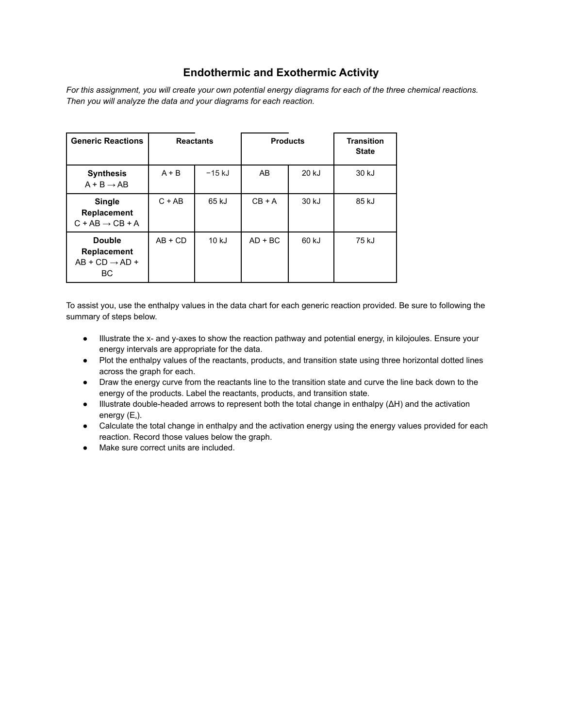## Endothermic and Exothermic Activity

*For this assignment, you will create your own potential energy diagrams for each of the three chemical reactions. Then you will analyze the data and your diagrams for each reaction.*

| Generic Reactions | Reactants | | Products | | Transition State |
|---|---|---|---|---|---|
| **Synthesis** A + B → AB | A + B | −15 kJ | AB | 20 kJ | 30 kJ |
| **Single Replacement** C + AB → CB + A | C + AB | 65 kJ | CB + A | 30 kJ | 85 kJ |
| **Double Replacement** AB + CD → AD + BC | AB + CD | 10 kJ | AD + BC | 60 kJ | 75 kJ |

To assist you, use the enthalpy values in the data chart for each generic reaction provided. Be sure to following the summary of steps below.

- Illustrate the x- and y-axes to show the reaction pathway and potential energy, in kilojoules. Ensure your energy intervals are appropriate for the data.
- Plot the enthalpy values of the reactants, products, and transition state using three horizontal dotted lines across the graph for each.
- Draw the energy curve from the reactants line to the transition state and curve the line back down to the energy of the products. Label the reactants, products, and transition state.
- Illustrate double-headed arrows to represent both the total change in enthalpy (ΔH) and the activation energy ($E_a$).
- Calculate the total change in enthalpy and the activation energy using the energy values provided for each reaction. Record those values below the graph.
- Make sure correct units are included.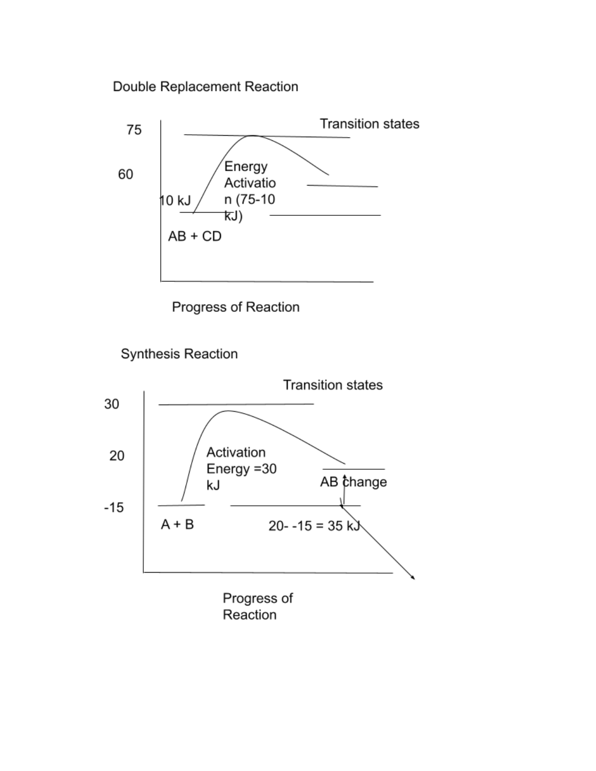Double Replacement Reaction

75

60

10 kJ

AB + CD

Transition states

Energy Activation (75-10 kJ)

Progress of Reaction

Synthesis Reaction

30

20

-15

A + B

Transition states

Activation Energy =30 kJ

AB change

20- -15 = 35 kJ

Progress of Reaction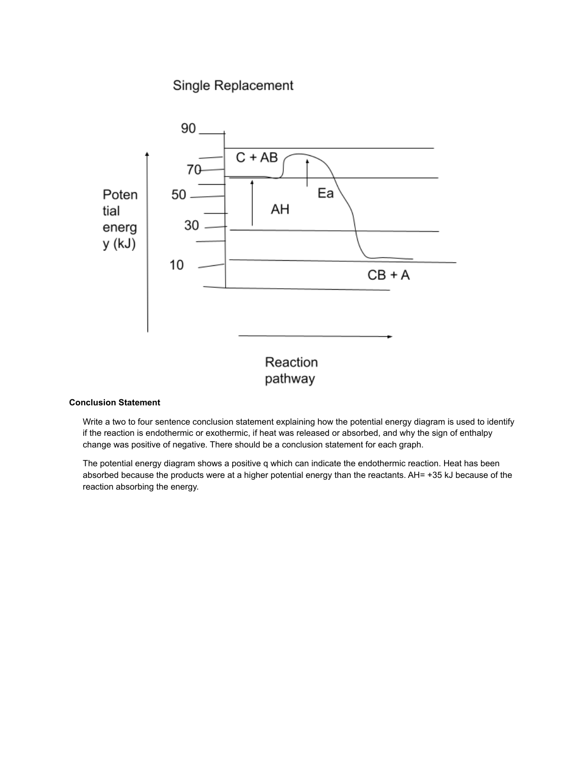Single Replacement

90

70

50

30

10

Potential energy (kJ)

C + AB

Ea

AH

CB + A

Reaction pathway

**Conclusion Statement**

Write a two to four sentence conclusion statement explaining how the potential energy diagram is used to identify if the reaction is endothermic or exothermic, if heat was released or absorbed, and why the sign of enthalpy change was positive of negative. There should be a conclusion statement for each graph.

The potential energy diagram shows a positive q which can indicate the endothermic reaction. Heat has been absorbed because the products were at a higher potential energy than the reactants. AH= +35 kJ because of the reaction absorbing the energy.